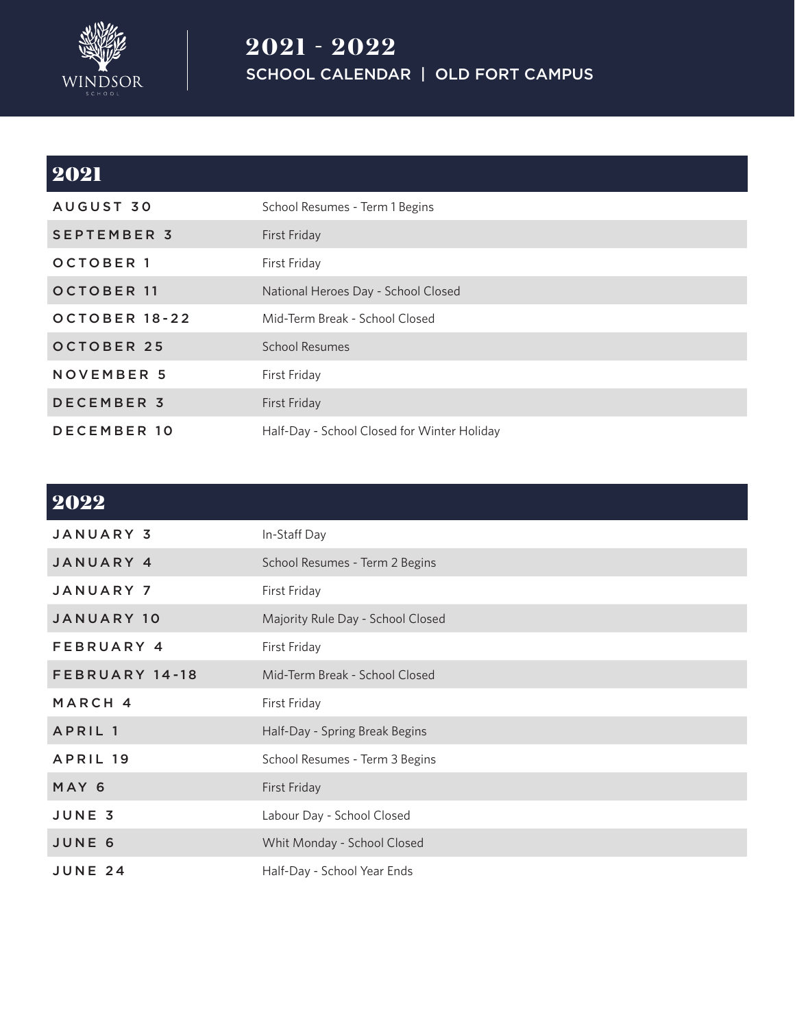WINDSOR SCHOOL

# 2021 - 2022

## SCHOOL CALENDAR | OLD FORT CAMPUS

## 2021

| | |
|---|---|
| AUGUST 30 | School Resumes - Term 1 Begins |
| SEPTEMBER 3 | First Friday |
| OCTOBER 1 | First Friday |
| OCTOBER 11 | National Heroes Day - School Closed |
| OCTOBER 18-22 | Mid-Term Break - School Closed |
| OCTOBER 25 | School Resumes |
| NOVEMBER 5 | First Friday |
| DECEMBER 3 | First Friday |
| DECEMBER 10 | Half-Day - School Closed for Winter Holiday |

## 2022

| | |
|---|---|
| JANUARY 3 | In-Staff Day |
| JANUARY 4 | School Resumes - Term 2 Begins |
| JANUARY 7 | First Friday |
| JANUARY 10 | Majority Rule Day - School Closed |
| FEBRUARY 4 | First Friday |
| FEBRUARY 14-18 | Mid-Term Break - School Closed |
| MARCH 4 | First Friday |
| APRIL 1 | Half-Day - Spring Break Begins |
| APRIL 19 | School Resumes - Term 3 Begins |
| MAY 6 | First Friday |
| JUNE 3 | Labour Day - School Closed |
| JUNE 6 | Whit Monday - School Closed |
| JUNE 24 | Half-Day - School Year Ends |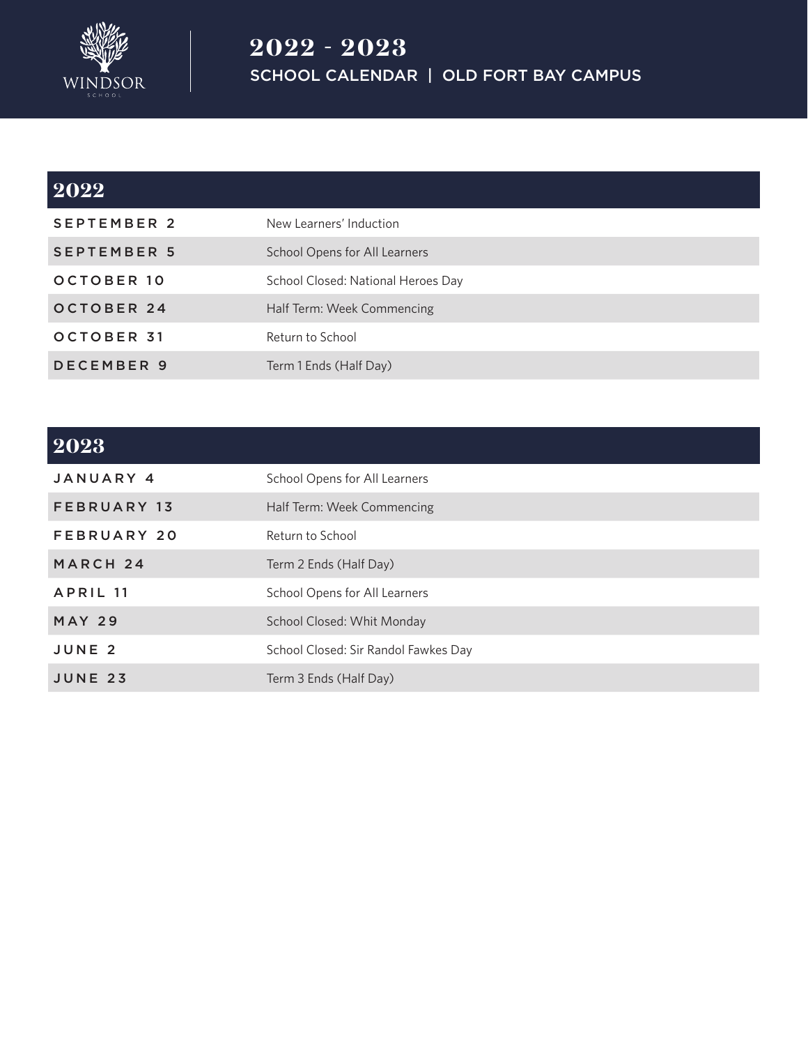# 2022 - 2023

## SCHOOL CALENDAR | OLD FORT BAY CAMPUS

| 2022 | |
|---|---|
| SEPTEMBER 2 | New Learners' Induction |
| SEPTEMBER 5 | School Opens for All Learners |
| OCTOBER 10 | School Closed: National Heroes Day |
| OCTOBER 24 | Half Term: Week Commencing |
| OCTOBER 31 | Return to School |
| DECEMBER 9 | Term 1 Ends (Half Day) |

| 2023 | |
|---|---|
| JANUARY 4 | School Opens for All Learners |
| FEBRUARY 13 | Half Term: Week Commencing |
| FEBRUARY 20 | Return to School |
| MARCH 24 | Term 2 Ends (Half Day) |
| APRIL 11 | School Opens for All Learners |
| MAY 29 | School Closed: Whit Monday |
| JUNE 2 | School Closed: Sir Randol Fawkes Day |
| JUNE 23 | Term 3 Ends (Half Day) |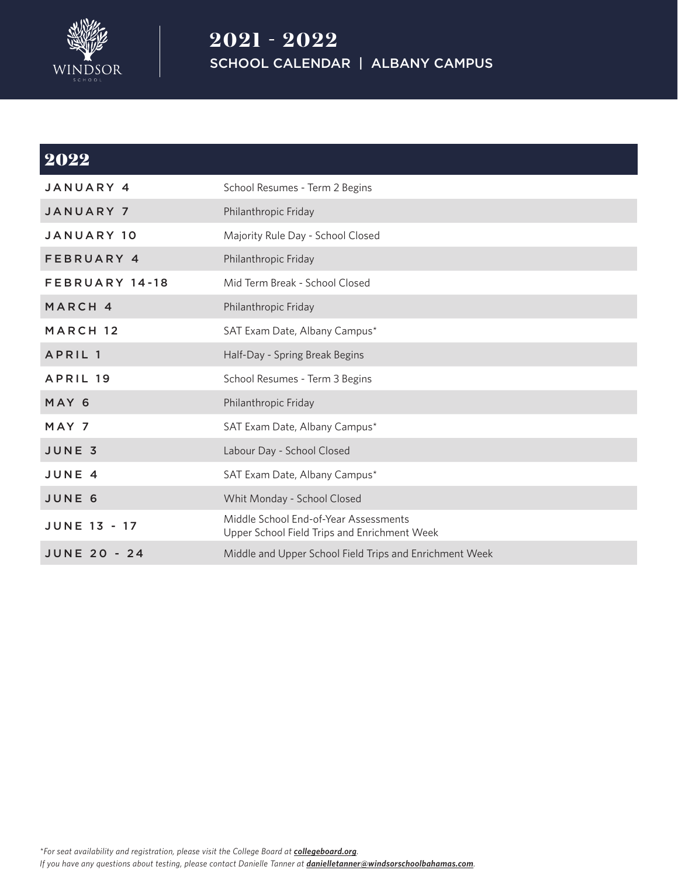# 2021 - 2022

## SCHOOL CALENDAR | ALBANY CAMPUS

## 2022

| | |
|---|---|
| JANUARY 4 | School Resumes - Term 2 Begins |
| JANUARY 7 | Philanthropic Friday |
| JANUARY 10 | Majority Rule Day - School Closed |
| FEBRUARY 4 | Philanthropic Friday |
| FEBRUARY 14-18 | Mid Term Break - School Closed |
| MARCH 4 | Philanthropic Friday |
| MARCH 12 | SAT Exam Date, Albany Campus* |
| APRIL 1 | Half-Day - Spring Break Begins |
| APRIL 19 | School Resumes - Term 3 Begins |
| MAY 6 | Philanthropic Friday |
| MAY 7 | SAT Exam Date, Albany Campus* |
| JUNE 3 | Labour Day - School Closed |
| JUNE 4 | SAT Exam Date, Albany Campus* |
| JUNE 6 | Whit Monday - School Closed |
| JUNE 13 - 17 | Middle School End-of-Year Assessments<br>Upper School Field Trips and Enrichment Week |
| JUNE 20 - 24 | Middle and Upper School Field Trips and Enrichment Week |

*\*For seat availability and registration, please visit the College Board at **collegeboard.org**.*
*If you have any questions about testing, please contact Danielle Tanner at **danielletanner@windsorschoolbahamas.com**.*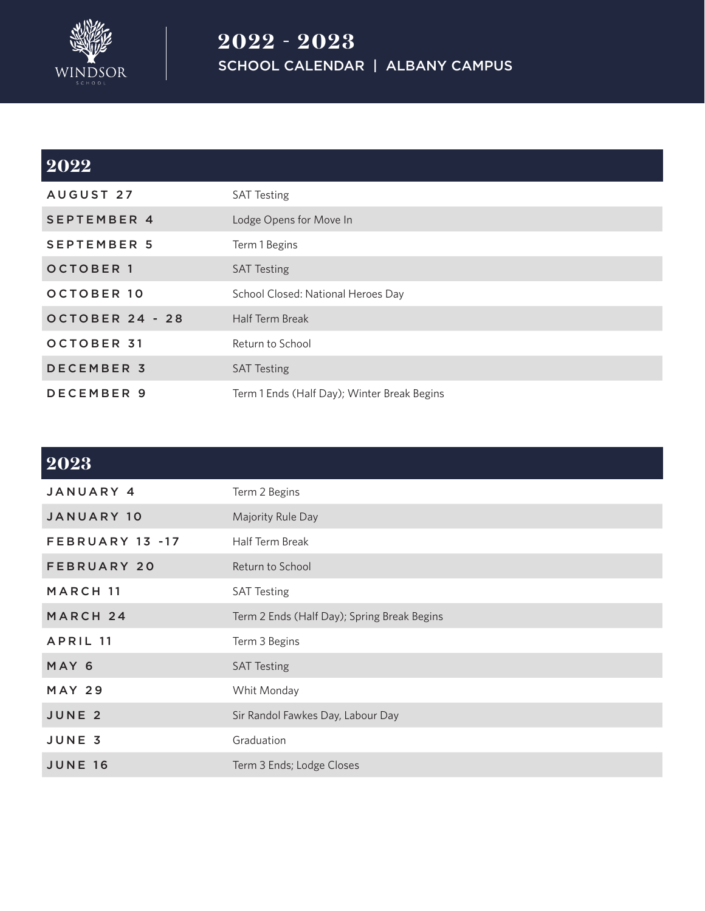WINDSOR SCHOOL

# 2022 - 2023

SCHOOL CALENDAR | ALBANY CAMPUS

## 2022

| | |
|---|---|
| AUGUST 27 | SAT Testing |
| SEPTEMBER 4 | Lodge Opens for Move In |
| SEPTEMBER 5 | Term 1 Begins |
| OCTOBER 1 | SAT Testing |
| OCTOBER 10 | School Closed: National Heroes Day |
| OCTOBER 24 - 28 | Half Term Break |
| OCTOBER 31 | Return to School |
| DECEMBER 3 | SAT Testing |
| DECEMBER 9 | Term 1 Ends (Half Day); Winter Break Begins |

## 2023

| | |
|---|---|
| JANUARY 4 | Term 2 Begins |
| JANUARY 10 | Majority Rule Day |
| FEBRUARY 13 -17 | Half Term Break |
| FEBRUARY 20 | Return to School |
| MARCH 11 | SAT Testing |
| MARCH 24 | Term 2 Ends (Half Day); Spring Break Begins |
| APRIL 11 | Term 3 Begins |
| MAY 6 | SAT Testing |
| MAY 29 | Whit Monday |
| JUNE 2 | Sir Randol Fawkes Day, Labour Day |
| JUNE 3 | Graduation |
| JUNE 16 | Term 3 Ends; Lodge Closes |